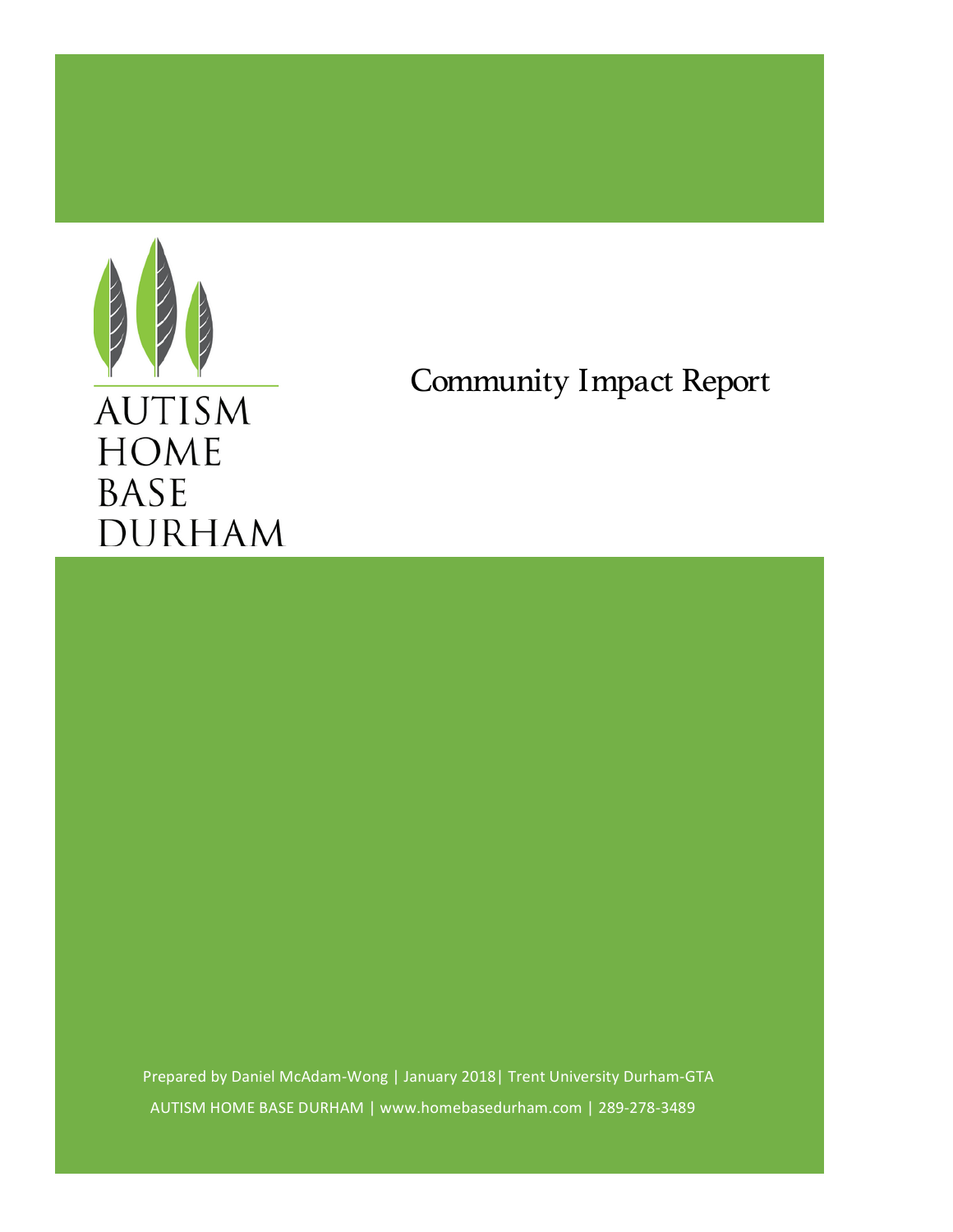AUTISM HOME BASE DURHAM

# Community Impact Report

Prepared by Daniel McAdam-Wong | January 2018| Trent University Durham-GTA

AUTISM HOME BASE DURHAM | www.homebasedurham.com | 289-278-3489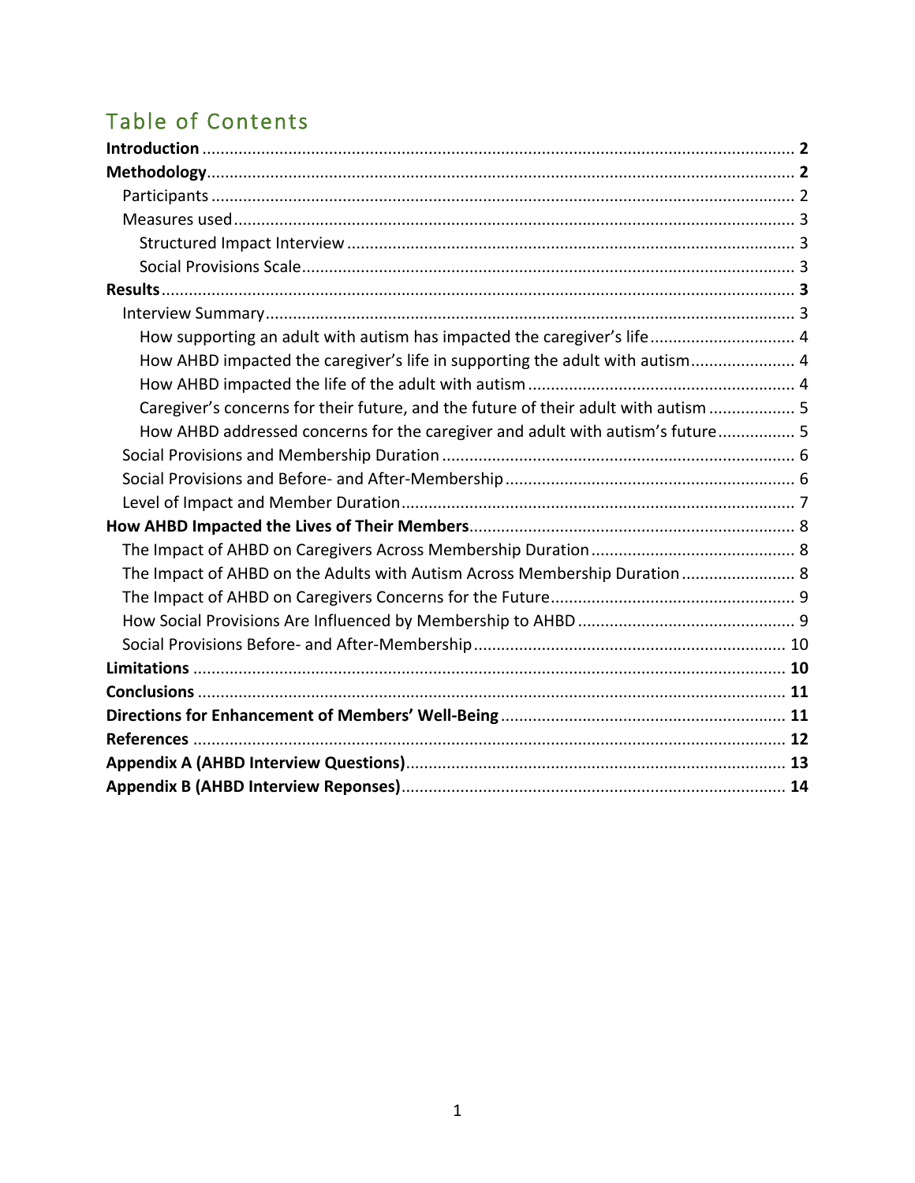# Table of Contents

**Introduction** .................................................................................................................. **2**

**Methodology**................................................................................................................. **2**

- Participants ................................................................................................................ 2
- Measures used ........................................................................................................... 3
  - Structured Impact Interview .................................................................................. 3
  - Social Provisions Scale............................................................................................ 3

**Results**.......................................................................................................................... **3**

- Interview Summary .................................................................................................... 3
  - How supporting an adult with autism has impacted the caregiver's life ................................ 4
  - How AHBD impacted the caregiver's life in supporting the adult with autism....................... 4
  - How AHBD impacted the life of the adult with autism .......................................................... 4
  - Caregiver's concerns for their future, and the future of their adult with autism .................. 5
  - How AHBD addressed concerns for the caregiver and adult with autism's future................. 5
- Social Provisions and Membership Duration ............................................................ 6
- Social Provisions and Before- and After-Membership ............................................... 6
- Level of Impact and Member Duration...................................................................... 7

**How AHBD Impacted the Lives of Their Members**........................................................ 8

- The Impact of AHBD on Caregivers Across Membership Duration ............................ 8
- The Impact of AHBD on the Adults with Autism Across Membership Duration ......................... 8
- The Impact of AHBD on Caregivers Concerns for the Future...................................... 9
- How Social Provisions Are Influenced by Membership to AHBD ................................ 9
- Social Provisions Before- and After-Membership .................................................... 10

**Limitations** .................................................................................................................. **10**

**Conclusions** ................................................................................................................. **11**

**Directions for Enhancement of Members' Well-Being** .............................................................. 11

**References** .................................................................................................................. **12**

**Appendix A (AHBD Interview Questions)**.................................................................... 13

**Appendix B (AHBD Interview Reponses)**..................................................................... 14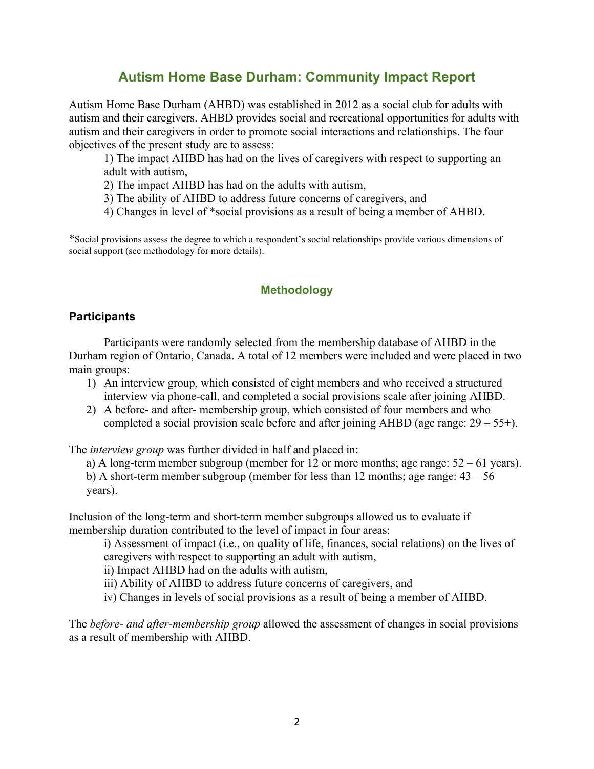# Autism Home Base Durham: Community Impact Report

Autism Home Base Durham (AHBD) was established in 2012 as a social club for adults with autism and their caregivers. AHBD provides social and recreational opportunities for adults with autism and their caregivers in order to promote social interactions and relationships. The four objectives of the present study are to assess:

1) The impact AHBD has had on the lives of caregivers with respect to supporting an adult with autism,
2) The impact AHBD has had on the adults with autism,
3) The ability of AHBD to address future concerns of caregivers, and
4) Changes in level of *social provisions as a result of being a member of AHBD.

*Social provisions assess the degree to which a respondent's social relationships provide various dimensions of social support (see methodology for more details).

## Methodology

### Participants

Participants were randomly selected from the membership database of AHBD in the Durham region of Ontario, Canada. A total of 12 members were included and were placed in two main groups:

1) An interview group, which consisted of eight members and who received a structured interview via phone-call, and completed a social provisions scale after joining AHBD.
2) A before- and after- membership group, which consisted of four members and who completed a social provision scale before and after joining AHBD (age range: 29 – 55+).

The *interview group* was further divided in half and placed in:

a) A long-term member subgroup (member for 12 or more months; age range: 52 – 61 years).
b) A short-term member subgroup (member for less than 12 months; age range: 43 – 56 years).

Inclusion of the long-term and short-term member subgroups allowed us to evaluate if membership duration contributed to the level of impact in four areas:

i) Assessment of impact (i.e., on quality of life, finances, social relations) on the lives of caregivers with respect to supporting an adult with autism,
ii) Impact AHBD had on the adults with autism,
iii) Ability of AHBD to address future concerns of caregivers, and
iv) Changes in levels of social provisions as a result of being a member of AHBD.

The *before- and after-membership group* allowed the assessment of changes in social provisions as a result of membership with AHBD.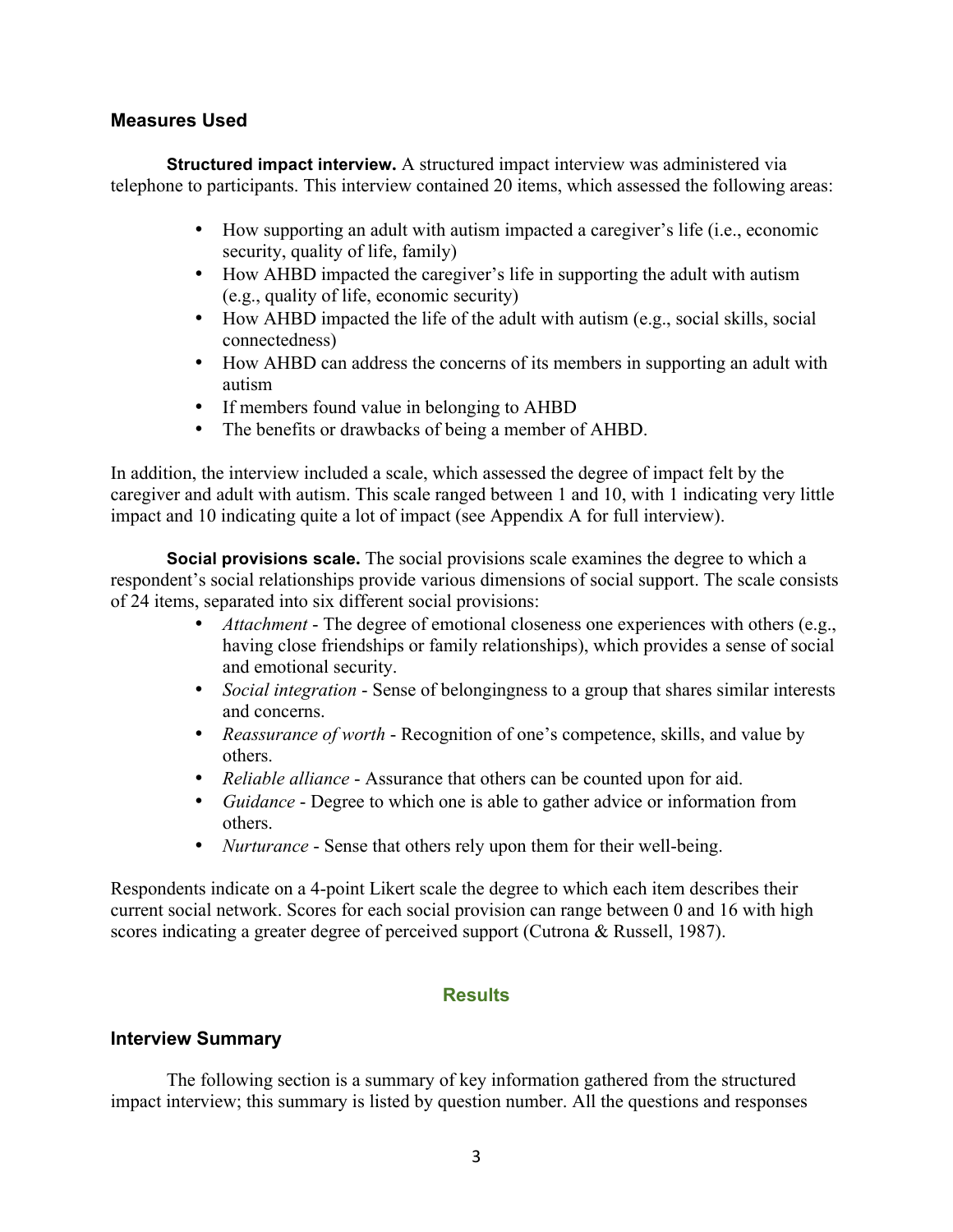### Measures Used

**Structured impact interview.** A structured impact interview was administered via telephone to participants. This interview contained 20 items, which assessed the following areas:

- How supporting an adult with autism impacted a caregiver's life (i.e., economic security, quality of life, family)
- How AHBD impacted the caregiver's life in supporting the adult with autism (e.g., quality of life, economic security)
- How AHBD impacted the life of the adult with autism (e.g., social skills, social connectedness)
- How AHBD can address the concerns of its members in supporting an adult with autism
- If members found value in belonging to AHBD
- The benefits or drawbacks of being a member of AHBD.

In addition, the interview included a scale, which assessed the degree of impact felt by the caregiver and adult with autism. This scale ranged between 1 and 10, with 1 indicating very little impact and 10 indicating quite a lot of impact (see Appendix A for full interview).

**Social provisions scale.** The social provisions scale examines the degree to which a respondent's social relationships provide various dimensions of social support. The scale consists of 24 items, separated into six different social provisions:

- *Attachment* - The degree of emotional closeness one experiences with others (e.g., having close friendships or family relationships), which provides a sense of social and emotional security.
- *Social integration* - Sense of belongingness to a group that shares similar interests and concerns.
- *Reassurance of worth* - Recognition of one's competence, skills, and value by others.
- *Reliable alliance* - Assurance that others can be counted upon for aid.
- *Guidance* - Degree to which one is able to gather advice or information from others.
- *Nurturance* - Sense that others rely upon them for their well-being.

Respondents indicate on a 4-point Likert scale the degree to which each item describes their current social network. Scores for each social provision can range between 0 and 16 with high scores indicating a greater degree of perceived support (Cutrona & Russell, 1987).

## Results

### Interview Summary

The following section is a summary of key information gathered from the structured impact interview; this summary is listed by question number. All the questions and responses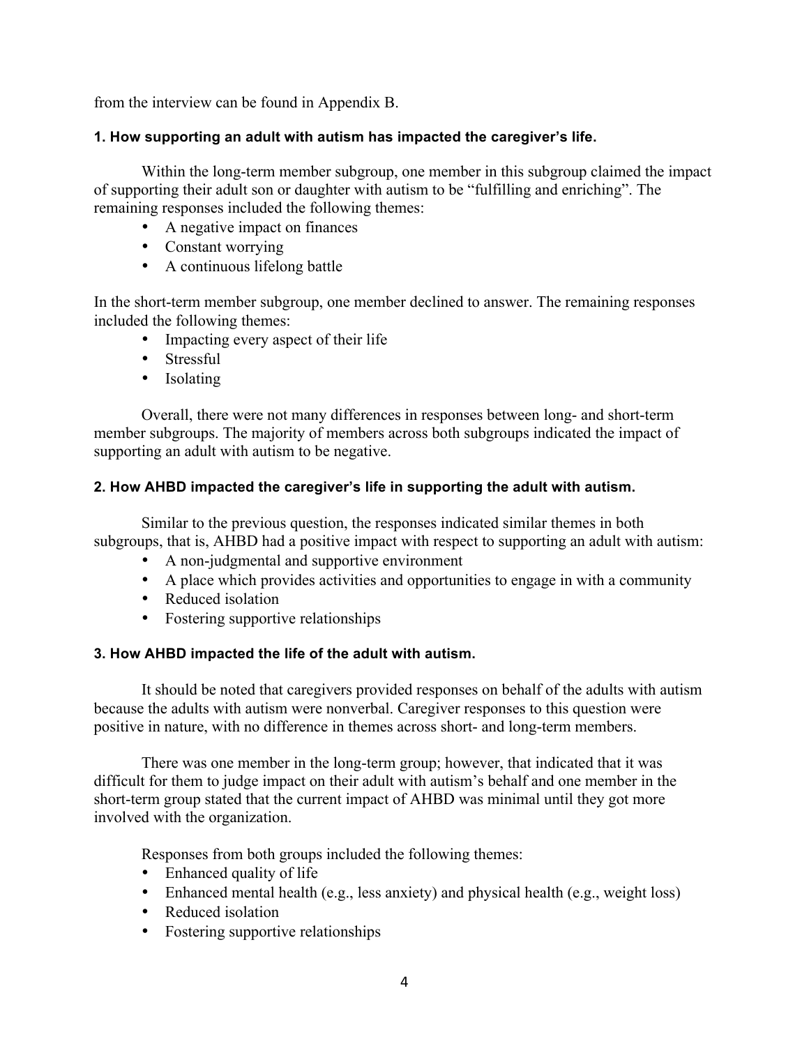from the interview can be found in Appendix B.

### 1. How supporting an adult with autism has impacted the caregiver's life.

Within the long-term member subgroup, one member in this subgroup claimed the impact of supporting their adult son or daughter with autism to be "fulfilling and enriching". The remaining responses included the following themes:

- A negative impact on finances
- Constant worrying
- A continuous lifelong battle

In the short-term member subgroup, one member declined to answer. The remaining responses included the following themes:

- Impacting every aspect of their life
- Stressful
- Isolating

Overall, there were not many differences in responses between long- and short-term member subgroups. The majority of members across both subgroups indicated the impact of supporting an adult with autism to be negative.

### 2. How AHBD impacted the caregiver's life in supporting the adult with autism.

Similar to the previous question, the responses indicated similar themes in both subgroups, that is, AHBD had a positive impact with respect to supporting an adult with autism:

- A non-judgmental and supportive environment
- A place which provides activities and opportunities to engage in with a community
- Reduced isolation
- Fostering supportive relationships

### 3. How AHBD impacted the life of the adult with autism.

It should be noted that caregivers provided responses on behalf of the adults with autism because the adults with autism were nonverbal. Caregiver responses to this question were positive in nature, with no difference in themes across short- and long-term members.

There was one member in the long-term group; however, that indicated that it was difficult for them to judge impact on their adult with autism's behalf and one member in the short-term group stated that the current impact of AHBD was minimal until they got more involved with the organization.

Responses from both groups included the following themes:

- Enhanced quality of life
- Enhanced mental health (e.g., less anxiety) and physical health (e.g., weight loss)
- Reduced isolation
- Fostering supportive relationships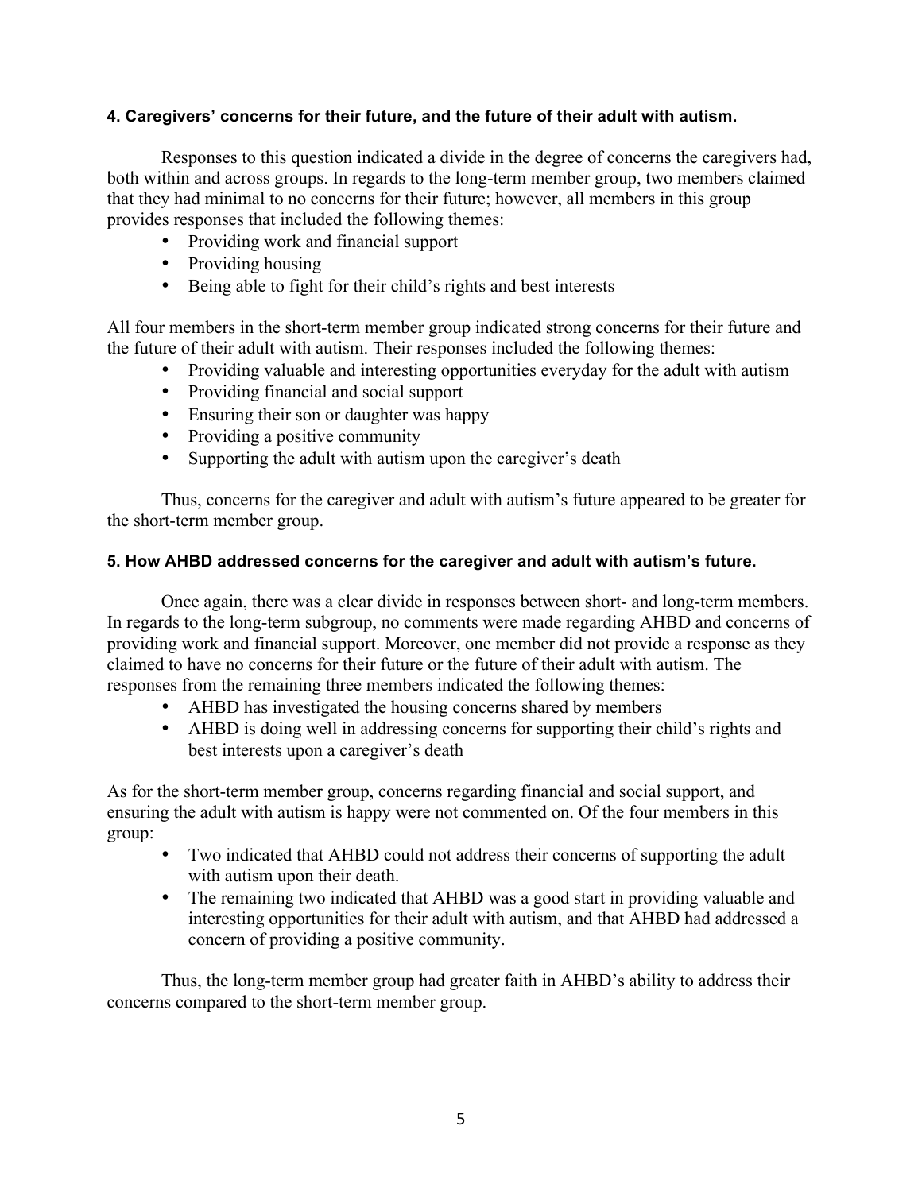#### 4. Caregivers' concerns for their future, and the future of their adult with autism.

Responses to this question indicated a divide in the degree of concerns the caregivers had, both within and across groups. In regards to the long-term member group, two members claimed that they had minimal to no concerns for their future; however, all members in this group provides responses that included the following themes:

- Providing work and financial support
- Providing housing
- Being able to fight for their child's rights and best interests

All four members in the short-term member group indicated strong concerns for their future and the future of their adult with autism. Their responses included the following themes:

- Providing valuable and interesting opportunities everyday for the adult with autism
- Providing financial and social support
- Ensuring their son or daughter was happy
- Providing a positive community
- Supporting the adult with autism upon the caregiver's death

Thus, concerns for the caregiver and adult with autism's future appeared to be greater for the short-term member group.

#### 5. How AHBD addressed concerns for the caregiver and adult with autism's future.

Once again, there was a clear divide in responses between short- and long-term members. In regards to the long-term subgroup, no comments were made regarding AHBD and concerns of providing work and financial support. Moreover, one member did not provide a response as they claimed to have no concerns for their future or the future of their adult with autism. The responses from the remaining three members indicated the following themes:

- AHBD has investigated the housing concerns shared by members
- AHBD is doing well in addressing concerns for supporting their child's rights and best interests upon a caregiver's death

As for the short-term member group, concerns regarding financial and social support, and ensuring the adult with autism is happy were not commented on. Of the four members in this group:

- Two indicated that AHBD could not address their concerns of supporting the adult with autism upon their death.
- The remaining two indicated that AHBD was a good start in providing valuable and interesting opportunities for their adult with autism, and that AHBD had addressed a concern of providing a positive community.

Thus, the long-term member group had greater faith in AHBD's ability to address their concerns compared to the short-term member group.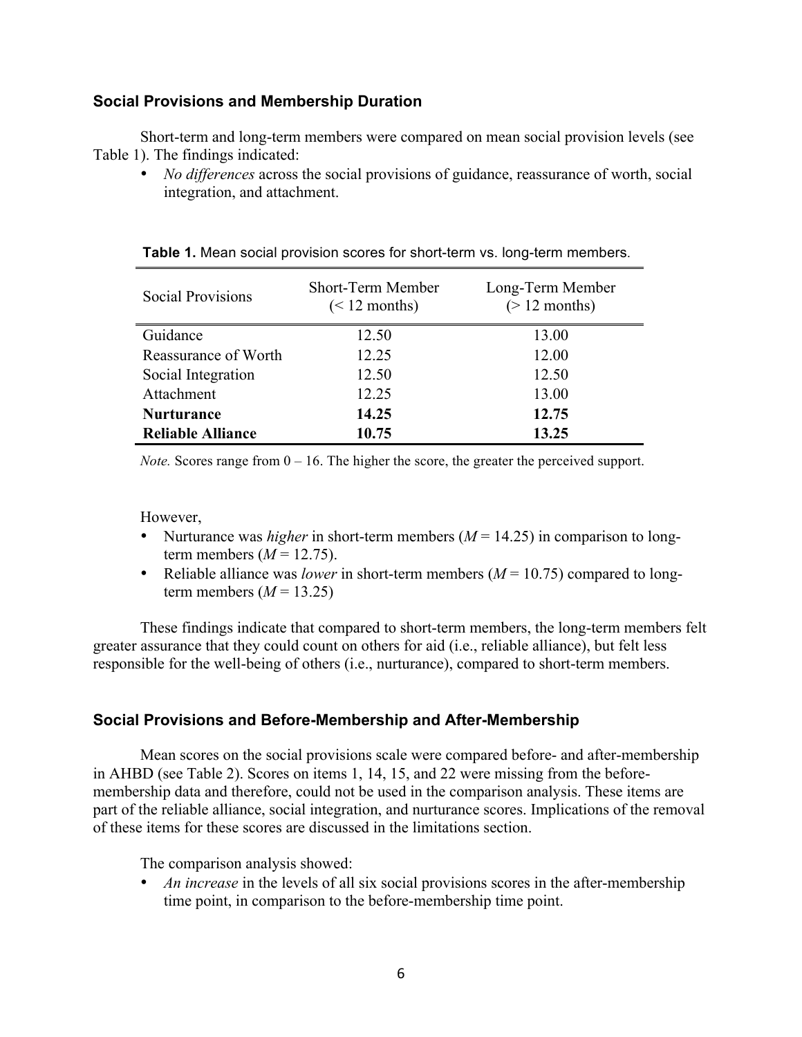### Social Provisions and Membership Duration

Short-term and long-term members were compared on mean social provision levels (see Table 1). The findings indicated:

- *No differences* across the social provisions of guidance, reassurance of worth, social integration, and attachment.

**Table 1.** Mean social provision scores for short-term vs. long-term members.

| Social Provisions | Short-Term Member (< 12 months) | Long-Term Member (> 12 months) |
|---|---|---|
| Guidance | 12.50 | 13.00 |
| Reassurance of Worth | 12.25 | 12.00 |
| Social Integration | 12.50 | 12.50 |
| Attachment | 12.25 | 13.00 |
| **Nurturance** | **14.25** | **12.75** |
| **Reliable Alliance** | **10.75** | **13.25** |

*Note.* Scores range from 0 – 16. The higher the score, the greater the perceived support.

However,

- Nurturance was *higher* in short-term members ($M = 14.25$) in comparison to long-term members ($M = 12.75$).
- Reliable alliance was *lower* in short-term members ($M = 10.75$) compared to long-term members ($M = 13.25$)

These findings indicate that compared to short-term members, the long-term members felt greater assurance that they could count on others for aid (i.e., reliable alliance), but felt less responsible for the well-being of others (i.e., nurturance), compared to short-term members.

### Social Provisions and Before-Membership and After-Membership

Mean scores on the social provisions scale were compared before- and after-membership in AHBD (see Table 2). Scores on items 1, 14, 15, and 22 were missing from the before-membership data and therefore, could not be used in the comparison analysis. These items are part of the reliable alliance, social integration, and nurturance scores. Implications of the removal of these items for these scores are discussed in the limitations section.

The comparison analysis showed:

- *An increase* in the levels of all six social provisions scores in the after-membership time point, in comparison to the before-membership time point.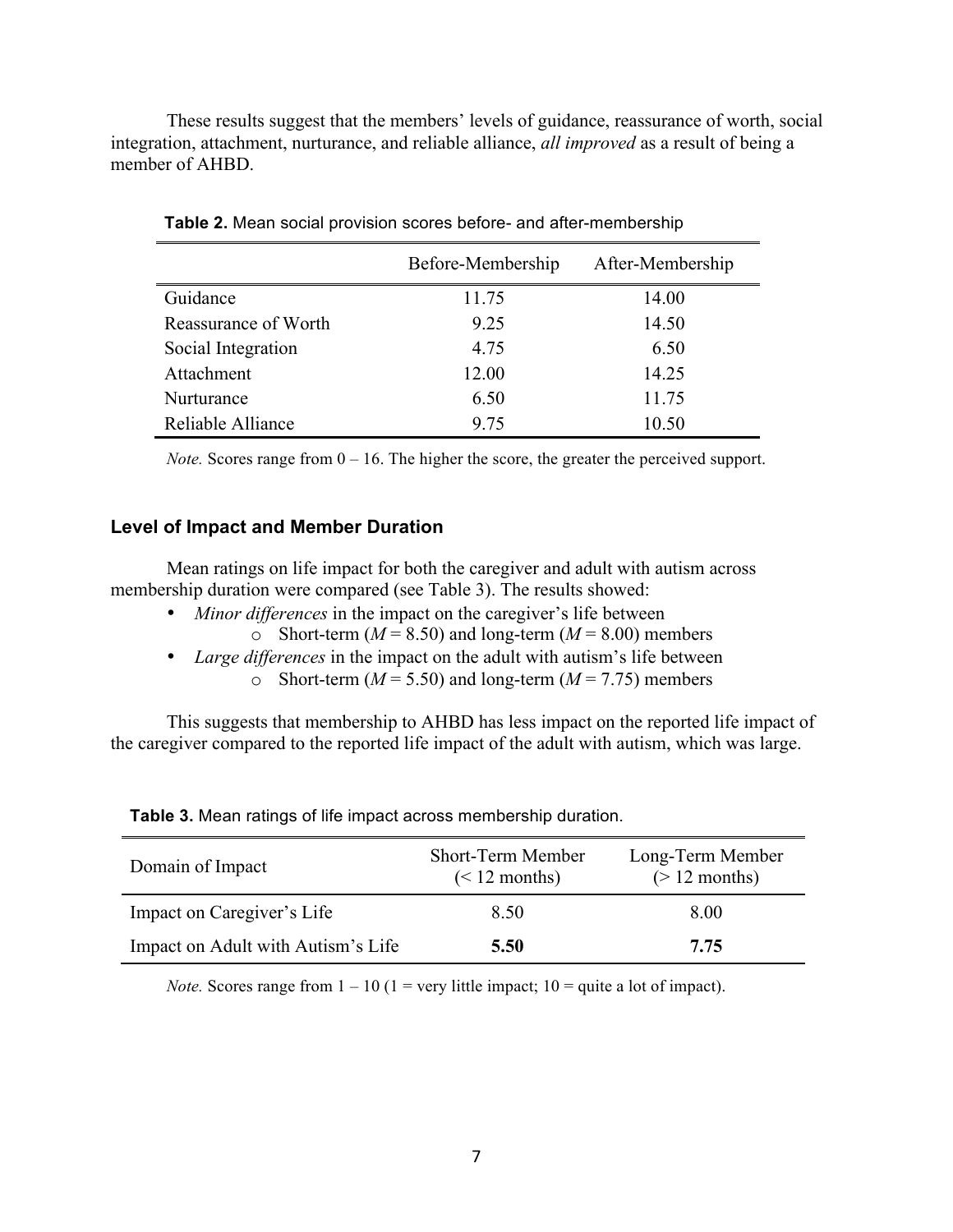These results suggest that the members' levels of guidance, reassurance of worth, social integration, attachment, nurturance, and reliable alliance, *all improved* as a result of being a member of AHBD.

**Table 2.** Mean social provision scores before- and after-membership

| | Before-Membership | After-Membership |
|---|---|---|
| Guidance | 11.75 | 14.00 |
| Reassurance of Worth | 9.25 | 14.50 |
| Social Integration | 4.75 | 6.50 |
| Attachment | 12.00 | 14.25 |
| Nurturance | 6.50 | 11.75 |
| Reliable Alliance | 9.75 | 10.50 |

*Note.* Scores range from 0 – 16. The higher the score, the greater the perceived support.

### Level of Impact and Member Duration

Mean ratings on life impact for both the caregiver and adult with autism across membership duration were compared (see Table 3). The results showed:

- *Minor differences* in the impact on the caregiver's life between
  - Short-term ($M$ = 8.50) and long-term ($M$ = 8.00) members
- *Large differences* in the impact on the adult with autism's life between
  - Short-term ($M$ = 5.50) and long-term ($M$ = 7.75) members

This suggests that membership to AHBD has less impact on the reported life impact of the caregiver compared to the reported life impact of the adult with autism, which was large.

**Table 3.** Mean ratings of life impact across membership duration.

| Domain of Impact | Short-Term Member (< 12 months) | Long-Term Member (> 12 months) |
|---|---|---|
| Impact on Caregiver's Life | 8.50 | 8.00 |
| Impact on Adult with Autism's Life | **5.50** | **7.75** |

*Note.* Scores range from 1 – 10 (1 = very little impact; 10 = quite a lot of impact).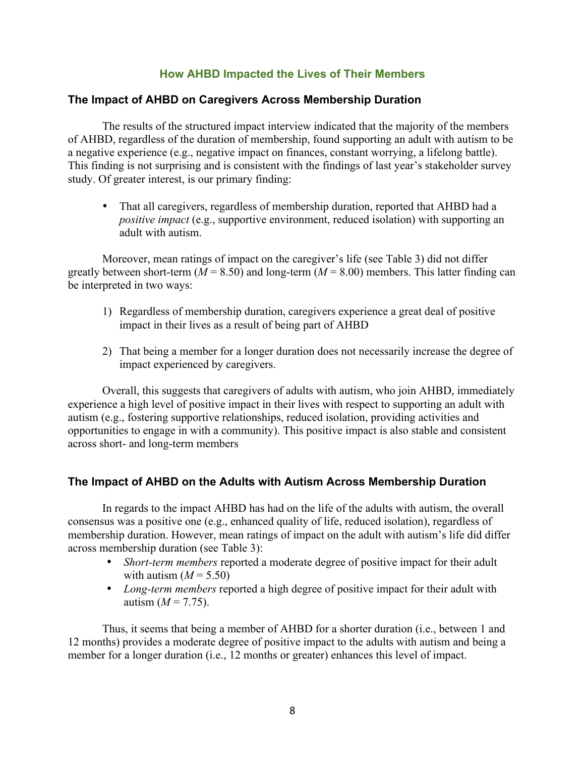## How AHBD Impacted the Lives of Their Members

### The Impact of AHBD on Caregivers Across Membership Duration

The results of the structured impact interview indicated that the majority of the members of AHBD, regardless of the duration of membership, found supporting an adult with autism to be a negative experience (e.g., negative impact on finances, constant worrying, a lifelong battle). This finding is not surprising and is consistent with the findings of last year's stakeholder survey study. Of greater interest, is our primary finding:

- That all caregivers, regardless of membership duration, reported that AHBD had a *positive impact* (e.g., supportive environment, reduced isolation) with supporting an adult with autism.

Moreover, mean ratings of impact on the caregiver's life (see Table 3) did not differ greatly between short-term ($M = 8.50$) and long-term ($M = 8.00$) members. This latter finding can be interpreted in two ways:

1) Regardless of membership duration, caregivers experience a great deal of positive impact in their lives as a result of being part of AHBD

2) That being a member for a longer duration does not necessarily increase the degree of impact experienced by caregivers.

Overall, this suggests that caregivers of adults with autism, who join AHBD, immediately experience a high level of positive impact in their lives with respect to supporting an adult with autism (e.g., fostering supportive relationships, reduced isolation, providing activities and opportunities to engage in with a community). This positive impact is also stable and consistent across short- and long-term members

### The Impact of AHBD on the Adults with Autism Across Membership Duration

In regards to the impact AHBD has had on the life of the adults with autism, the overall consensus was a positive one (e.g., enhanced quality of life, reduced isolation), regardless of membership duration. However, mean ratings of impact on the adult with autism's life did differ across membership duration (see Table 3):

- *Short-term members* reported a moderate degree of positive impact for their adult with autism ($M = 5.50$)
- *Long-term members* reported a high degree of positive impact for their adult with autism ($M = 7.75$).

Thus, it seems that being a member of AHBD for a shorter duration (i.e., between 1 and 12 months) provides a moderate degree of positive impact to the adults with autism and being a member for a longer duration (i.e., 12 months or greater) enhances this level of impact.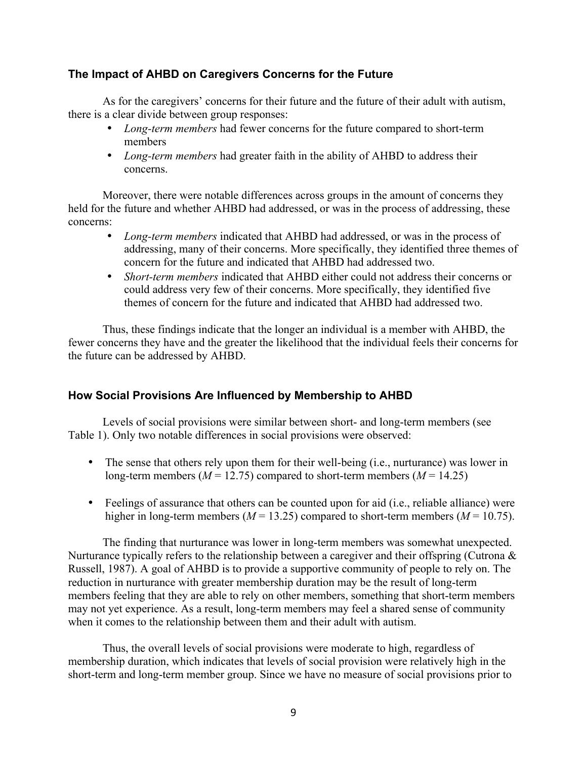### The Impact of AHBD on Caregivers Concerns for the Future

As for the caregivers' concerns for their future and the future of their adult with autism, there is a clear divide between group responses:

- *Long-term members* had fewer concerns for the future compared to short-term members
- *Long-term members* had greater faith in the ability of AHBD to address their concerns.

Moreover, there were notable differences across groups in the amount of concerns they held for the future and whether AHBD had addressed, or was in the process of addressing, these concerns:

- *Long-term members* indicated that AHBD had addressed, or was in the process of addressing, many of their concerns. More specifically, they identified three themes of concern for the future and indicated that AHBD had addressed two.
- *Short-term members* indicated that AHBD either could not address their concerns or could address very few of their concerns. More specifically, they identified five themes of concern for the future and indicated that AHBD had addressed two.

Thus, these findings indicate that the longer an individual is a member with AHBD, the fewer concerns they have and the greater the likelihood that the individual feels their concerns for the future can be addressed by AHBD.

### How Social Provisions Are Influenced by Membership to AHBD

Levels of social provisions were similar between short- and long-term members (see Table 1). Only two notable differences in social provisions were observed:

- The sense that others rely upon them for their well-being (i.e., nurturance) was lower in long-term members ($M = 12.75$) compared to short-term members ($M = 14.25$)

- Feelings of assurance that others can be counted upon for aid (i.e., reliable alliance) were higher in long-term members ($M = 13.25$) compared to short-term members ($M = 10.75$).

The finding that nurturance was lower in long-term members was somewhat unexpected. Nurturance typically refers to the relationship between a caregiver and their offspring (Cutrona & Russell, 1987). A goal of AHBD is to provide a supportive community of people to rely on. The reduction in nurturance with greater membership duration may be the result of long-term members feeling that they are able to rely on other members, something that short-term members may not yet experience. As a result, long-term members may feel a shared sense of community when it comes to the relationship between them and their adult with autism.

Thus, the overall levels of social provisions were moderate to high, regardless of membership duration, which indicates that levels of social provision were relatively high in the short-term and long-term member group. Since we have no measure of social provisions prior to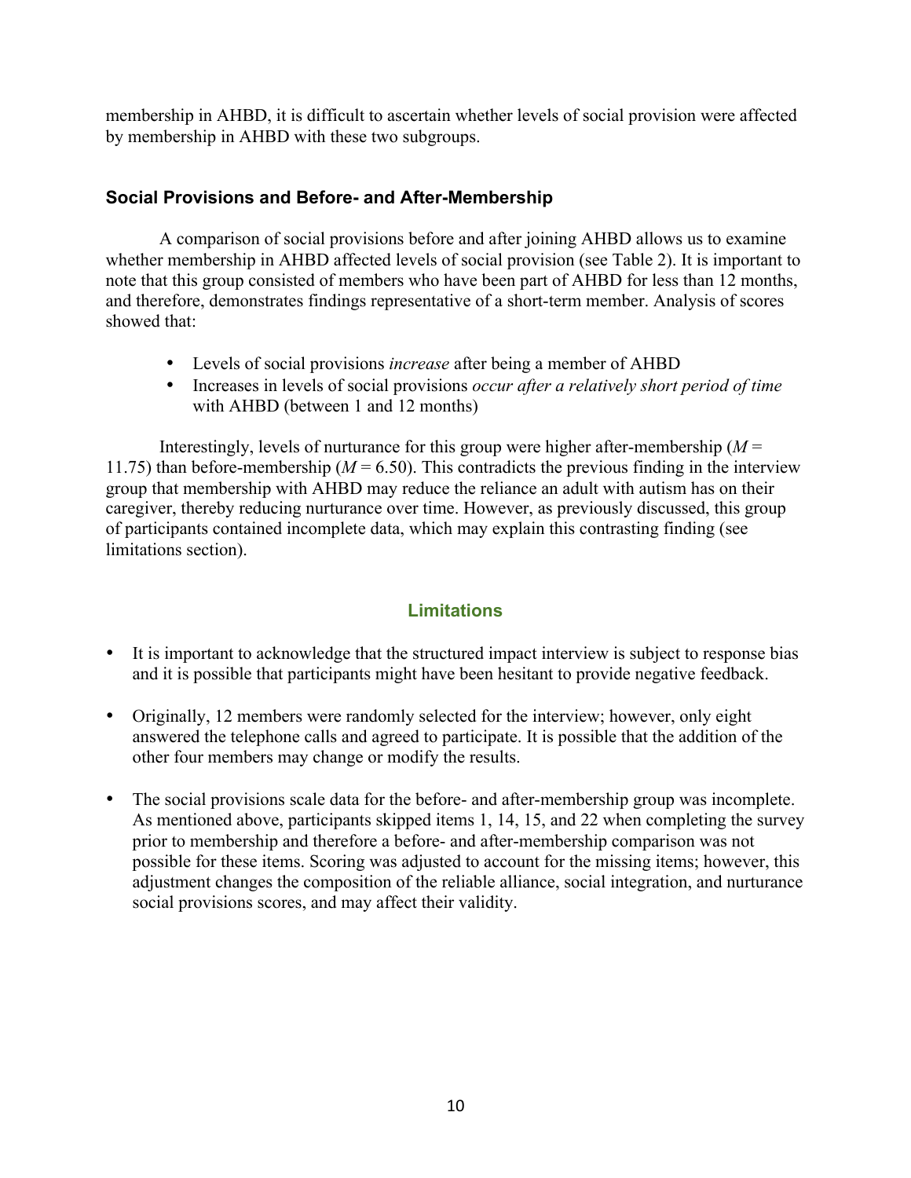membership in AHBD, it is difficult to ascertain whether levels of social provision were affected by membership in AHBD with these two subgroups.

### Social Provisions and Before- and After-Membership

A comparison of social provisions before and after joining AHBD allows us to examine whether membership in AHBD affected levels of social provision (see Table 2). It is important to note that this group consisted of members who have been part of AHBD for less than 12 months, and therefore, demonstrates findings representative of a short-term member. Analysis of scores showed that:

- Levels of social provisions *increase* after being a member of AHBD
- Increases in levels of social provisions *occur after a relatively short period of time* with AHBD (between 1 and 12 months)

Interestingly, levels of nurturance for this group were higher after-membership ($M$ = 11.75) than before-membership ($M$ = 6.50). This contradicts the previous finding in the interview group that membership with AHBD may reduce the reliance an adult with autism has on their caregiver, thereby reducing nurturance over time. However, as previously discussed, this group of participants contained incomplete data, which may explain this contrasting finding (see limitations section).

## Limitations

- It is important to acknowledge that the structured impact interview is subject to response bias and it is possible that participants might have been hesitant to provide negative feedback.
- Originally, 12 members were randomly selected for the interview; however, only eight answered the telephone calls and agreed to participate. It is possible that the addition of the other four members may change or modify the results.
- The social provisions scale data for the before- and after-membership group was incomplete. As mentioned above, participants skipped items 1, 14, 15, and 22 when completing the survey prior to membership and therefore a before- and after-membership comparison was not possible for these items. Scoring was adjusted to account for the missing items; however, this adjustment changes the composition of the reliable alliance, social integration, and nurturance social provisions scores, and may affect their validity.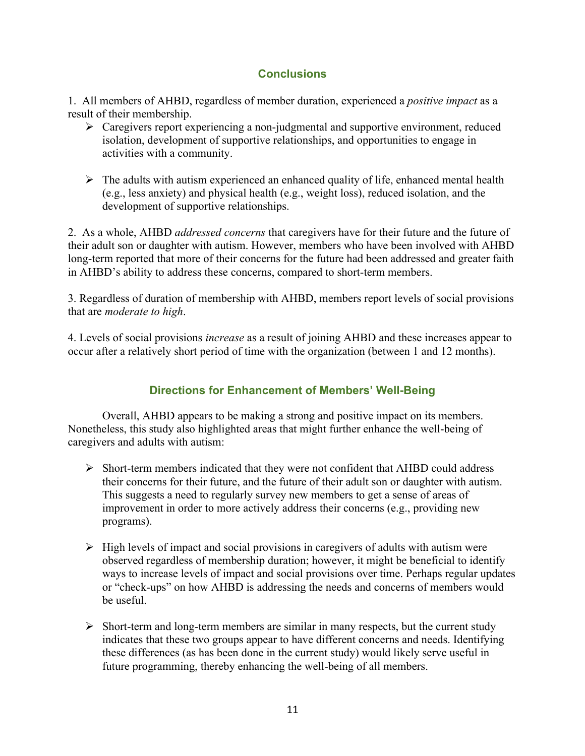## Conclusions

1. All members of AHBD, regardless of member duration, experienced a *positive impact* as a result of their membership.

- Caregivers report experiencing a non-judgmental and supportive environment, reduced isolation, development of supportive relationships, and opportunities to engage in activities with a community.

- The adults with autism experienced an enhanced quality of life, enhanced mental health (e.g., less anxiety) and physical health (e.g., weight loss), reduced isolation, and the development of supportive relationships.

2. As a whole, AHBD *addressed concerns* that caregivers have for their future and the future of their adult son or daughter with autism. However, members who have been involved with AHBD long-term reported that more of their concerns for the future had been addressed and greater faith in AHBD's ability to address these concerns, compared to short-term members.

3. Regardless of duration of membership with AHBD, members report levels of social provisions that are *moderate to high*.

4. Levels of social provisions *increase* as a result of joining AHBD and these increases appear to occur after a relatively short period of time with the organization (between 1 and 12 months).

## Directions for Enhancement of Members' Well-Being

Overall, AHBD appears to be making a strong and positive impact on its members. Nonetheless, this study also highlighted areas that might further enhance the well-being of caregivers and adults with autism:

- Short-term members indicated that they were not confident that AHBD could address their concerns for their future, and the future of their adult son or daughter with autism. This suggests a need to regularly survey new members to get a sense of areas of improvement in order to more actively address their concerns (e.g., providing new programs).

- High levels of impact and social provisions in caregivers of adults with autism were observed regardless of membership duration; however, it might be beneficial to identify ways to increase levels of impact and social provisions over time. Perhaps regular updates or "check-ups" on how AHBD is addressing the needs and concerns of members would be useful.

- Short-term and long-term members are similar in many respects, but the current study indicates that these two groups appear to have different concerns and needs. Identifying these differences (as has been done in the current study) would likely serve useful in future programming, thereby enhancing the well-being of all members.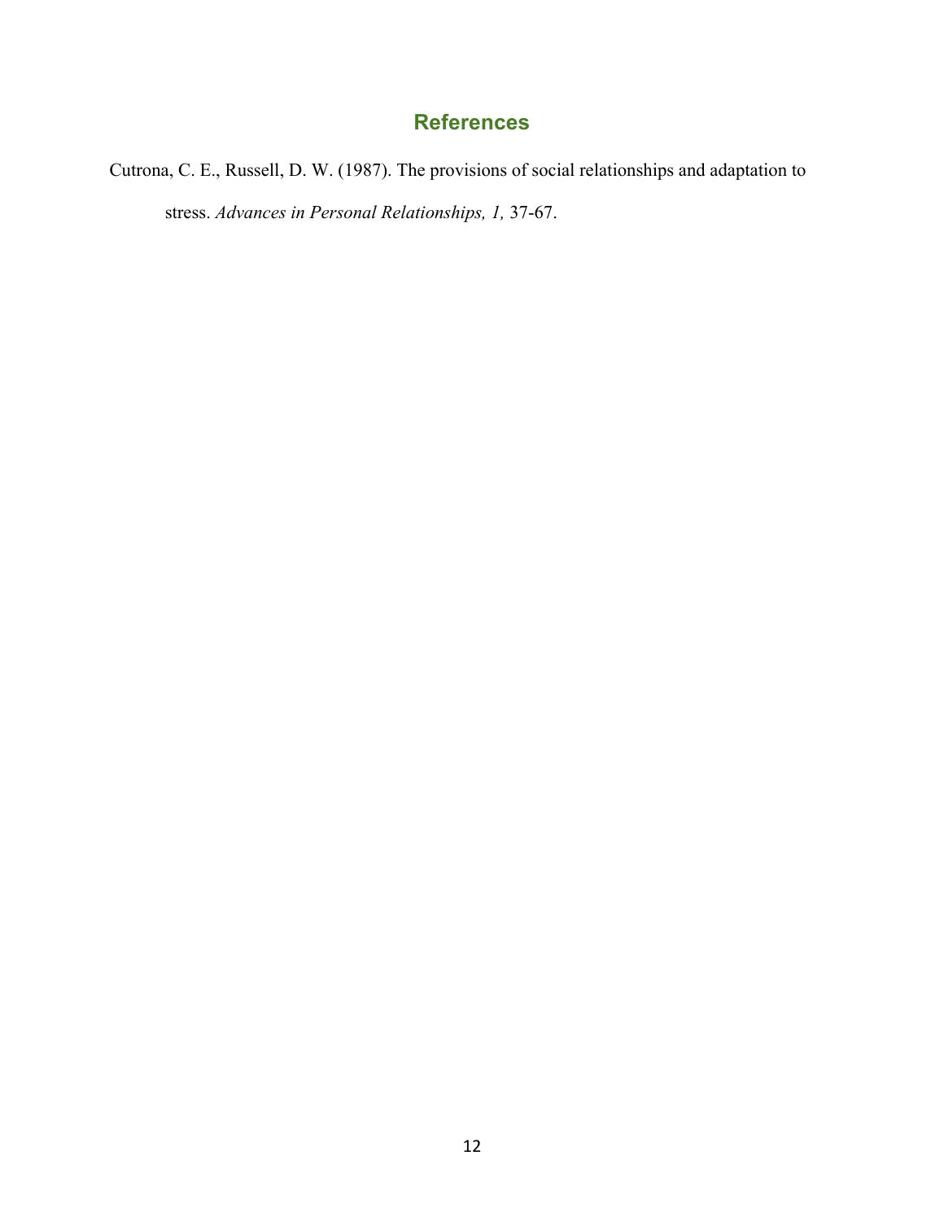# References

Cutrona, C. E., Russell, D. W. (1987). The provisions of social relationships and adaptation to stress. *Advances in Personal Relationships, 1,* 37-67.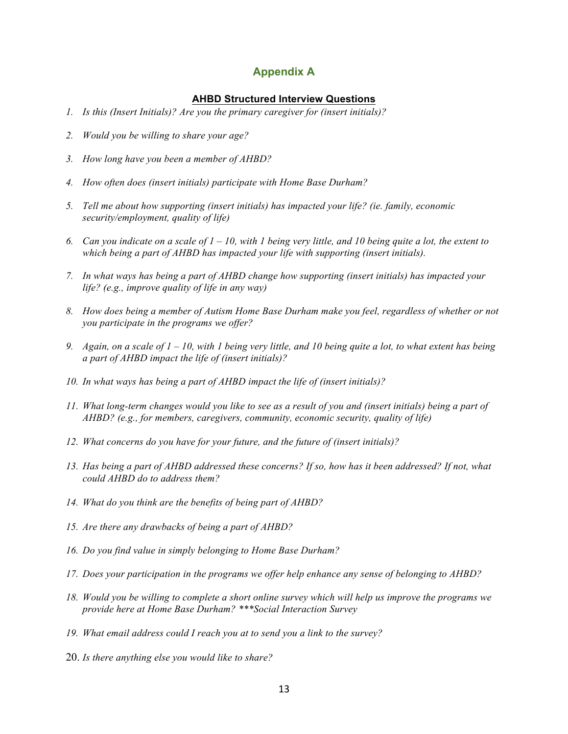# Appendix A

## AHBD Structured Interview Questions

1. *Is this (Insert Initials)? Are you the primary caregiver for (insert initials)?*
2. *Would you be willing to share your age?*
3. *How long have you been a member of AHBD?*
4. *How often does (insert initials) participate with Home Base Durham?*
5. *Tell me about how supporting (insert initials) has impacted your life? (ie. family, economic security/employment, quality of life)*
6. *Can you indicate on a scale of 1 – 10, with 1 being very little, and 10 being quite a lot, the extent to which being a part of AHBD has impacted your life with supporting (insert initials).*
7. *In what ways has being a part of AHBD change how supporting (insert initials) has impacted your life? (e.g., improve quality of life in any way)*
8. *How does being a member of Autism Home Base Durham make you feel, regardless of whether or not you participate in the programs we offer?*
9. *Again, on a scale of 1 – 10, with 1 being very little, and 10 being quite a lot, to what extent has being a part of AHBD impact the life of (insert initials)?*
10. *In what ways has being a part of AHBD impact the life of (insert initials)?*
11. *What long-term changes would you like to see as a result of you and (insert initials) being a part of AHBD? (e.g., for members, caregivers, community, economic security, quality of life)*
12. *What concerns do you have for your future, and the future of (insert initials)?*
13. *Has being a part of AHBD addressed these concerns? If so, how has it been addressed? If not, what could AHBD do to address them?*
14. *What do you think are the benefits of being part of AHBD?*
15. *Are there any drawbacks of being a part of AHBD?*
16. *Do you find value in simply belonging to Home Base Durham?*
17. *Does your participation in the programs we offer help enhance any sense of belonging to AHBD?*
18. *Would you be willing to complete a short online survey which will help us improve the programs we provide here at Home Base Durham? ***Social Interaction Survey*
19. *What email address could I reach you at to send you a link to the survey?*
20. *Is there anything else you would like to share?*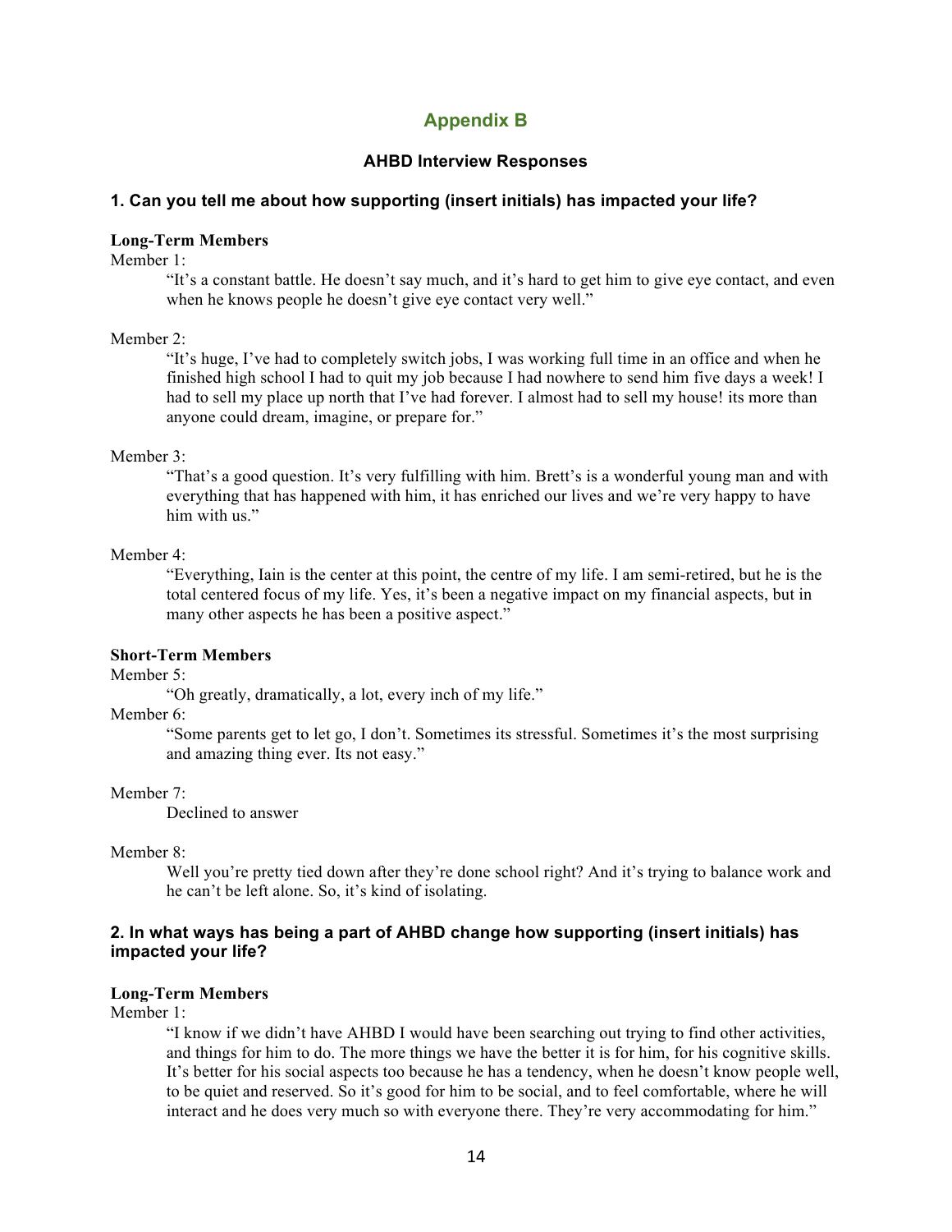# Appendix B

## AHBD Interview Responses

### 1. Can you tell me about how supporting (insert initials) has impacted your life?

**Long-Term Members**

Member 1:

> "It's a constant battle. He doesn't say much, and it's hard to get him to give eye contact, and even when he knows people he doesn't give eye contact very well."

Member 2:

> "It's huge, I've had to completely switch jobs, I was working full time in an office and when he finished high school I had to quit my job because I had nowhere to send him five days a week! I had to sell my place up north that I've had forever. I almost had to sell my house! its more than anyone could dream, imagine, or prepare for."

Member 3:

> "That's a good question. It's very fulfilling with him. Brett's is a wonderful young man and with everything that has happened with him, it has enriched our lives and we're very happy to have him with us."

Member 4:

> "Everything, Iain is the center at this point, the centre of my life. I am semi-retired, but he is the total centered focus of my life. Yes, it's been a negative impact on my financial aspects, but in many other aspects he has been a positive aspect."

**Short-Term Members**

Member 5:

> "Oh greatly, dramatically, a lot, every inch of my life."

Member 6:

> "Some parents get to let go, I don't. Sometimes its stressful. Sometimes it's the most surprising and amazing thing ever. Its not easy."

Member 7:

> Declined to answer

Member 8:

> Well you're pretty tied down after they're done school right? And it's trying to balance work and he can't be left alone. So, it's kind of isolating.

### 2. In what ways has being a part of AHBD change how supporting (insert initials) has impacted your life?

**Long-Term Members**

Member 1:

> "I know if we didn't have AHBD I would have been searching out trying to find other activities, and things for him to do. The more things we have the better it is for him, for his cognitive skills. It's better for his social aspects too because he has a tendency, when he doesn't know people well, to be quiet and reserved. So it's good for him to be social, and to feel comfortable, where he will interact and he does very much so with everyone there. They're very accommodating for him."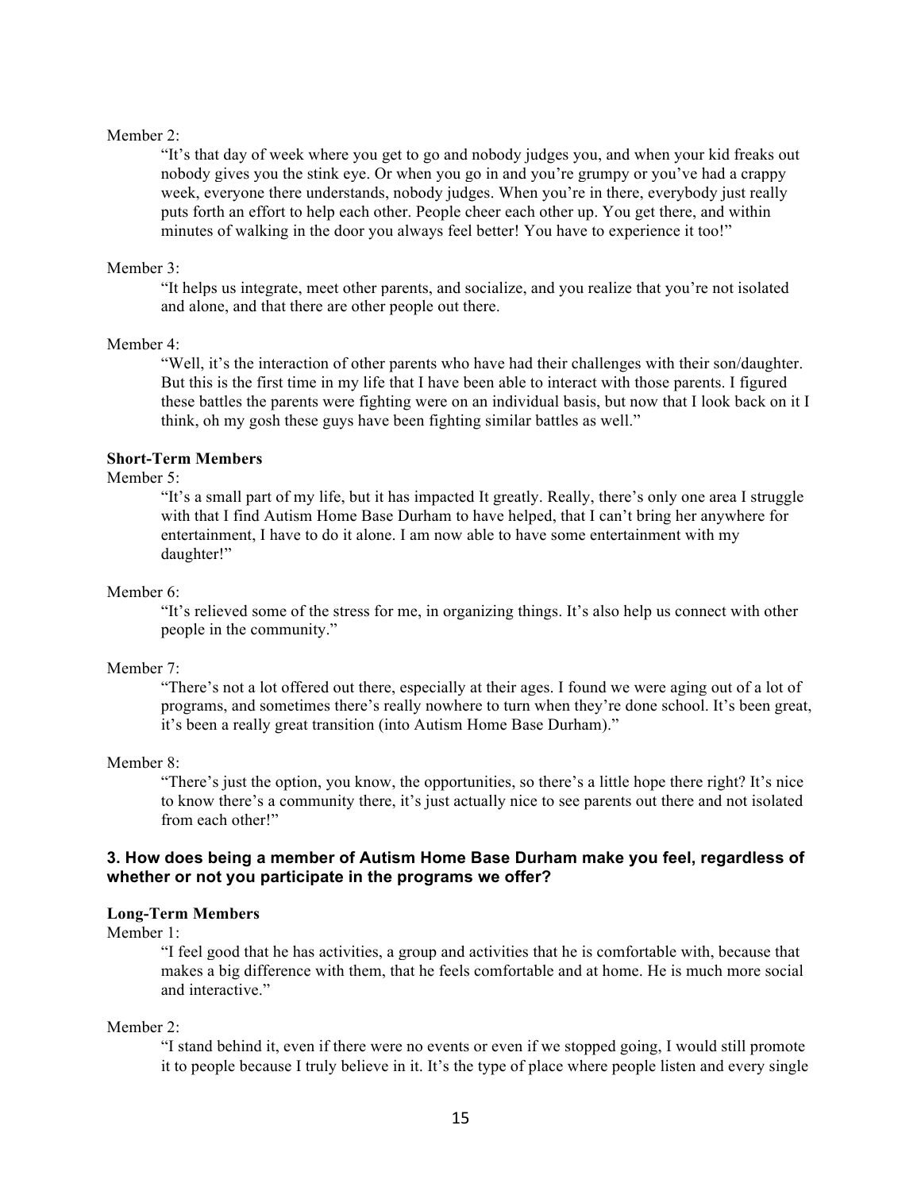Member 2:

> "It's that day of week where you get to go and nobody judges you, and when your kid freaks out nobody gives you the stink eye. Or when you go in and you're grumpy or you've had a crappy week, everyone there understands, nobody judges. When you're in there, everybody just really puts forth an effort to help each other. People cheer each other up. You get there, and within minutes of walking in the door you always feel better! You have to experience it too!"

Member 3:

> "It helps us integrate, meet other parents, and socialize, and you realize that you're not isolated and alone, and that there are other people out there.

Member 4:

> "Well, it's the interaction of other parents who have had their challenges with their son/daughter. But this is the first time in my life that I have been able to interact with those parents. I figured these battles the parents were fighting were on an individual basis, but now that I look back on it I think, oh my gosh these guys have been fighting similar battles as well."

**Short-Term Members**

Member 5:

> "It's a small part of my life, but it has impacted It greatly. Really, there's only one area I struggle with that I find Autism Home Base Durham to have helped, that I can't bring her anywhere for entertainment, I have to do it alone. I am now able to have some entertainment with my daughter!"

Member 6:

> "It's relieved some of the stress for me, in organizing things. It's also help us connect with other people in the community."

Member 7:

> "There's not a lot offered out there, especially at their ages. I found we were aging out of a lot of programs, and sometimes there's really nowhere to turn when they're done school. It's been great, it's been a really great transition (into Autism Home Base Durham)."

Member 8:

> "There's just the option, you know, the opportunities, so there's a little hope there right? It's nice to know there's a community there, it's just actually nice to see parents out there and not isolated from each other!"

### 3. How does being a member of Autism Home Base Durham make you feel, regardless of whether or not you participate in the programs we offer?

**Long-Term Members**

Member 1:

> "I feel good that he has activities, a group and activities that he is comfortable with, because that makes a big difference with them, that he feels comfortable and at home. He is much more social and interactive."

Member 2:

> "I stand behind it, even if there were no events or even if we stopped going, I would still promote it to people because I truly believe in it. It's the type of place where people listen and every single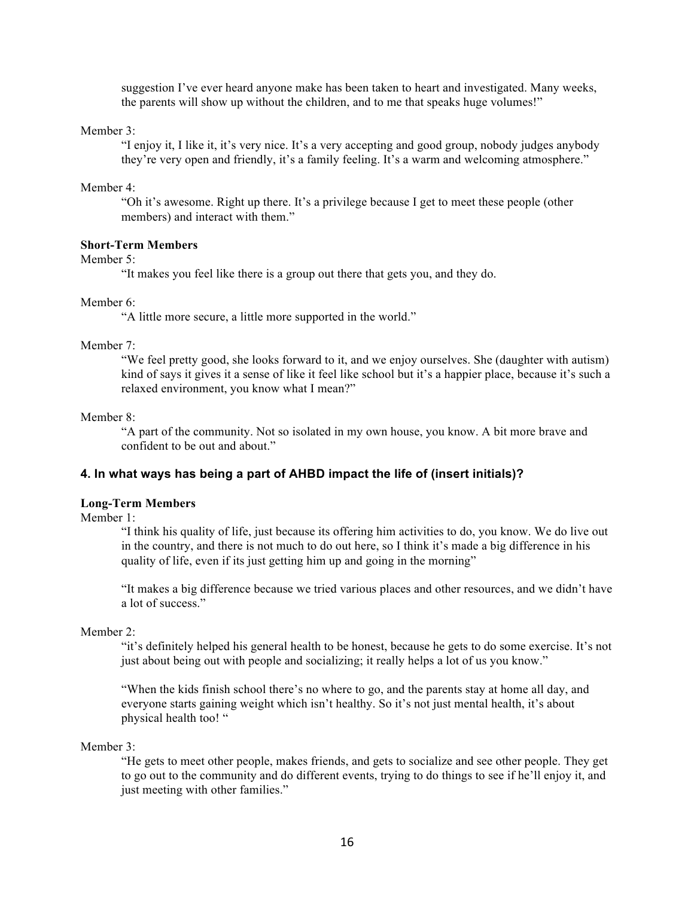suggestion I've ever heard anyone make has been taken to heart and investigated. Many weeks, the parents will show up without the children, and to me that speaks huge volumes!"

Member 3:

"I enjoy it, I like it, it's very nice. It's a very accepting and good group, nobody judges anybody they're very open and friendly, it's a family feeling. It's a warm and welcoming atmosphere."

Member 4:

"Oh it's awesome. Right up there. It's a privilege because I get to meet these people (other members) and interact with them."

**Short-Term Members**

Member 5:

"It makes you feel like there is a group out there that gets you, and they do.

Member 6:

"A little more secure, a little more supported in the world."

Member 7:

"We feel pretty good, she looks forward to it, and we enjoy ourselves. She (daughter with autism) kind of says it gives it a sense of like it feel like school but it's a happier place, because it's such a relaxed environment, you know what I mean?"

Member 8:

"A part of the community. Not so isolated in my own house, you know. A bit more brave and confident to be out and about."

### 4. In what ways has being a part of AHBD impact the life of (insert initials)?

**Long-Term Members**

Member 1:

"I think his quality of life, just because its offering him activities to do, you know. We do live out in the country, and there is not much to do out here, so I think it's made a big difference in his quality of life, even if its just getting him up and going in the morning"

"It makes a big difference because we tried various places and other resources, and we didn't have a lot of success."

Member 2:

"it's definitely helped his general health to be honest, because he gets to do some exercise. It's not just about being out with people and socializing; it really helps a lot of us you know."

"When the kids finish school there's no where to go, and the parents stay at home all day, and everyone starts gaining weight which isn't healthy. So it's not just mental health, it's about physical health too! "

Member 3:

"He gets to meet other people, makes friends, and gets to socialize and see other people. They get to go out to the community and do different events, trying to do things to see if he'll enjoy it, and just meeting with other families."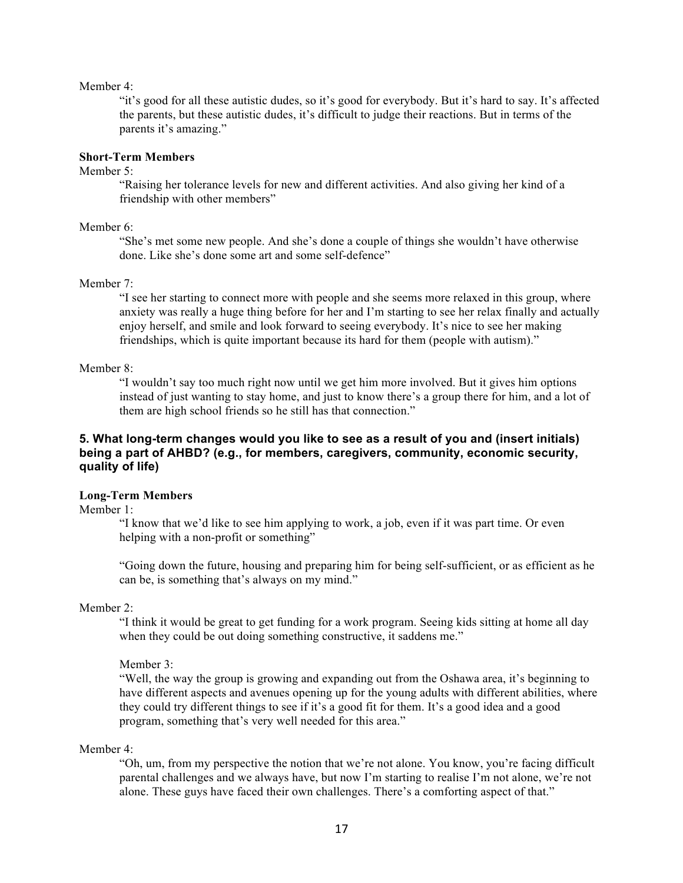Member 4:

"it's good for all these autistic dudes, so it's good for everybody. But it's hard to say. It's affected the parents, but these autistic dudes, it's difficult to judge their reactions. But in terms of the parents it's amazing."

**Short-Term Members**

Member 5:

"Raising her tolerance levels for new and different activities. And also giving her kind of a friendship with other members"

Member 6:

"She's met some new people. And she's done a couple of things she wouldn't have otherwise done. Like she's done some art and some self-defence"

Member 7:

"I see her starting to connect more with people and she seems more relaxed in this group, where anxiety was really a huge thing before for her and I'm starting to see her relax finally and actually enjoy herself, and smile and look forward to seeing everybody. It's nice to see her making friendships, which is quite important because its hard for them (people with autism)."

Member 8:

"I wouldn't say too much right now until we get him more involved. But it gives him options instead of just wanting to stay home, and just to know there's a group there for him, and a lot of them are high school friends so he still has that connection."

### 5. What long-term changes would you like to see as a result of you and (insert initials) being a part of AHBD? (e.g., for members, caregivers, community, economic security, quality of life)

**Long-Term Members**

Member 1:

"I know that we'd like to see him applying to work, a job, even if it was part time. Or even helping with a non-profit or something"

"Going down the future, housing and preparing him for being self-sufficient, or as efficient as he can be, is something that's always on my mind."

Member 2:

"I think it would be great to get funding for a work program. Seeing kids sitting at home all day when they could be out doing something constructive, it saddens me."

Member 3:

"Well, the way the group is growing and expanding out from the Oshawa area, it's beginning to have different aspects and avenues opening up for the young adults with different abilities, where they could try different things to see if it's a good fit for them. It's a good idea and a good program, something that's very well needed for this area."

Member 4:

"Oh, um, from my perspective the notion that we're not alone. You know, you're facing difficult parental challenges and we always have, but now I'm starting to realise I'm not alone, we're not alone. These guys have faced their own challenges. There's a comforting aspect of that."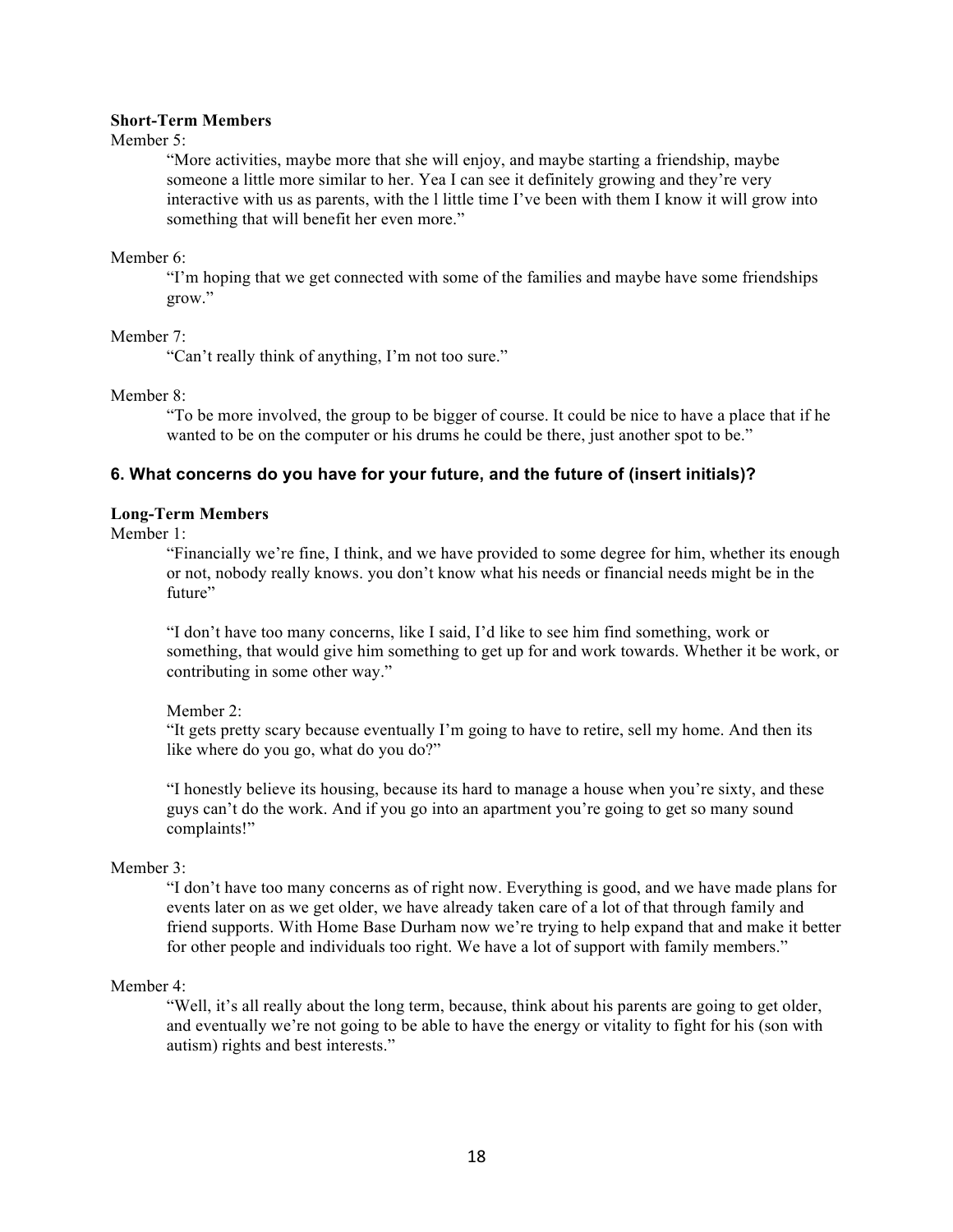**Short-Term Members**

Member 5:

"More activities, maybe more that she will enjoy, and maybe starting a friendship, maybe someone a little more similar to her. Yea I can see it definitely growing and they're very interactive with us as parents, with the l little time I've been with them I know it will grow into something that will benefit her even more."

Member 6:

"I'm hoping that we get connected with some of the families and maybe have some friendships grow."

Member 7:

"Can't really think of anything, I'm not too sure."

Member 8:

"To be more involved, the group to be bigger of course. It could be nice to have a place that if he wanted to be on the computer or his drums he could be there, just another spot to be."

### 6. What concerns do you have for your future, and the future of (insert initials)?

**Long-Term Members**

Member 1:

"Financially we're fine, I think, and we have provided to some degree for him, whether its enough or not, nobody really knows. you don't know what his needs or financial needs might be in the future"

"I don't have too many concerns, like I said, I'd like to see him find something, work or something, that would give him something to get up for and work towards. Whether it be work, or contributing in some other way."

Member 2:

"It gets pretty scary because eventually I'm going to have to retire, sell my home. And then its like where do you go, what do you do?"

"I honestly believe its housing, because its hard to manage a house when you're sixty, and these guys can't do the work. And if you go into an apartment you're going to get so many sound complaints!"

Member 3:

"I don't have too many concerns as of right now. Everything is good, and we have made plans for events later on as we get older, we have already taken care of a lot of that through family and friend supports. With Home Base Durham now we're trying to help expand that and make it better for other people and individuals too right. We have a lot of support with family members."

Member 4:

"Well, it's all really about the long term, because, think about his parents are going to get older, and eventually we're not going to be able to have the energy or vitality to fight for his (son with autism) rights and best interests."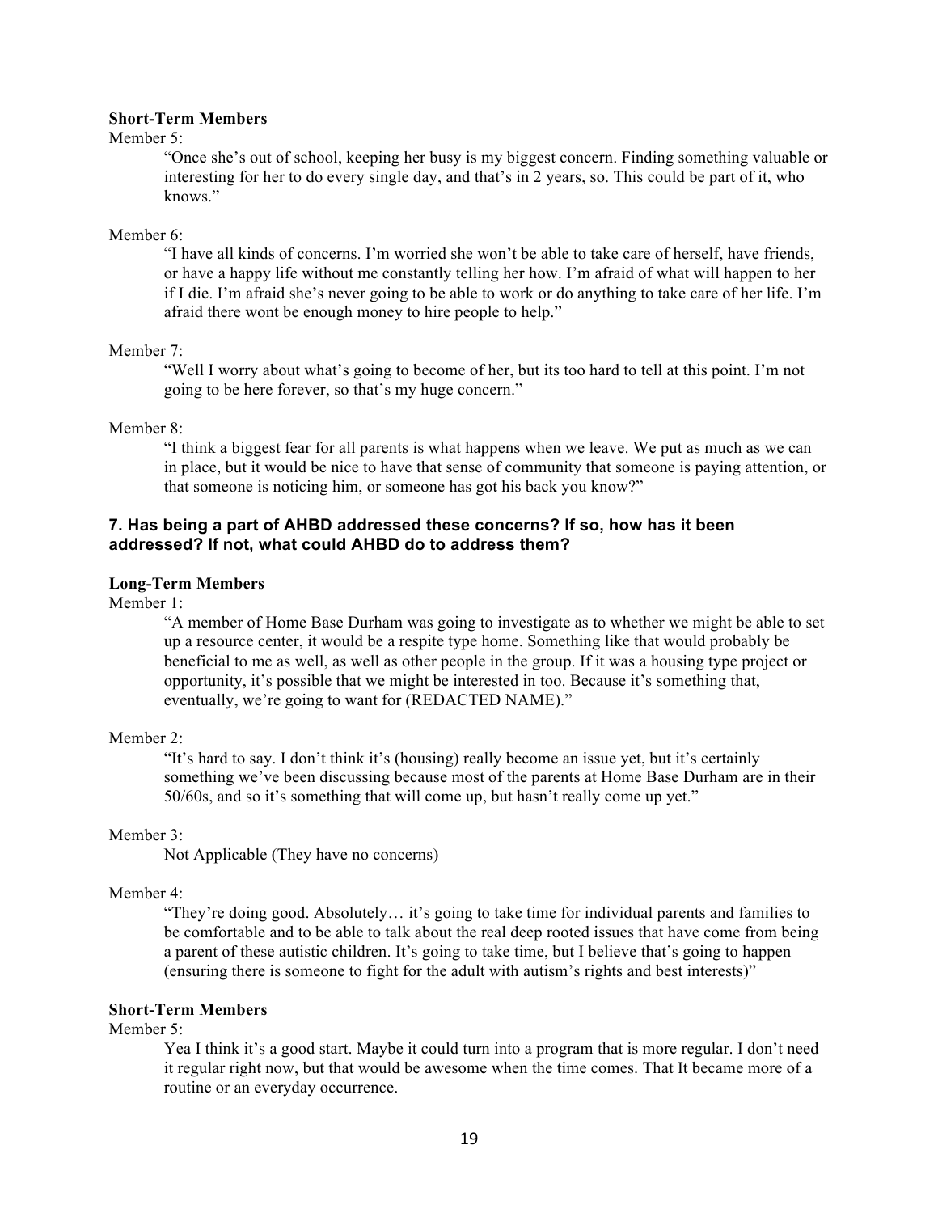**Short-Term Members**

Member 5:

> "Once she's out of school, keeping her busy is my biggest concern. Finding something valuable or interesting for her to do every single day, and that's in 2 years, so. This could be part of it, who knows."

Member 6:

> "I have all kinds of concerns. I'm worried she won't be able to take care of herself, have friends, or have a happy life without me constantly telling her how. I'm afraid of what will happen to her if I die. I'm afraid she's never going to be able to work or do anything to take care of her life. I'm afraid there wont be enough money to hire people to help."

Member 7:

> "Well I worry about what's going to become of her, but its too hard to tell at this point. I'm not going to be here forever, so that's my huge concern."

Member 8:

> "I think a biggest fear for all parents is what happens when we leave. We put as much as we can in place, but it would be nice to have that sense of community that someone is paying attention, or that someone is noticing him, or someone has got his back you know?"

### 7. Has being a part of AHBD addressed these concerns? If so, how has it been addressed? If not, what could AHBD do to address them?

**Long-Term Members**

Member 1:

> "A member of Home Base Durham was going to investigate as to whether we might be able to set up a resource center, it would be a respite type home. Something like that would probably be beneficial to me as well, as well as other people in the group. If it was a housing type project or opportunity, it's possible that we might be interested in too. Because it's something that, eventually, we're going to want for (REDACTED NAME)."

Member 2:

> "It's hard to say. I don't think it's (housing) really become an issue yet, but it's certainly something we've been discussing because most of the parents at Home Base Durham are in their 50/60s, and so it's something that will come up, but hasn't really come up yet."

Member 3:

> Not Applicable (They have no concerns)

Member 4:

> "They're doing good. Absolutely… it's going to take time for individual parents and families to be comfortable and to be able to talk about the real deep rooted issues that have come from being a parent of these autistic children. It's going to take time, but I believe that's going to happen (ensuring there is someone to fight for the adult with autism's rights and best interests)"

**Short-Term Members**

Member 5:

> Yea I think it's a good start. Maybe it could turn into a program that is more regular. I don't need it regular right now, but that would be awesome when the time comes. That It became more of a routine or an everyday occurrence.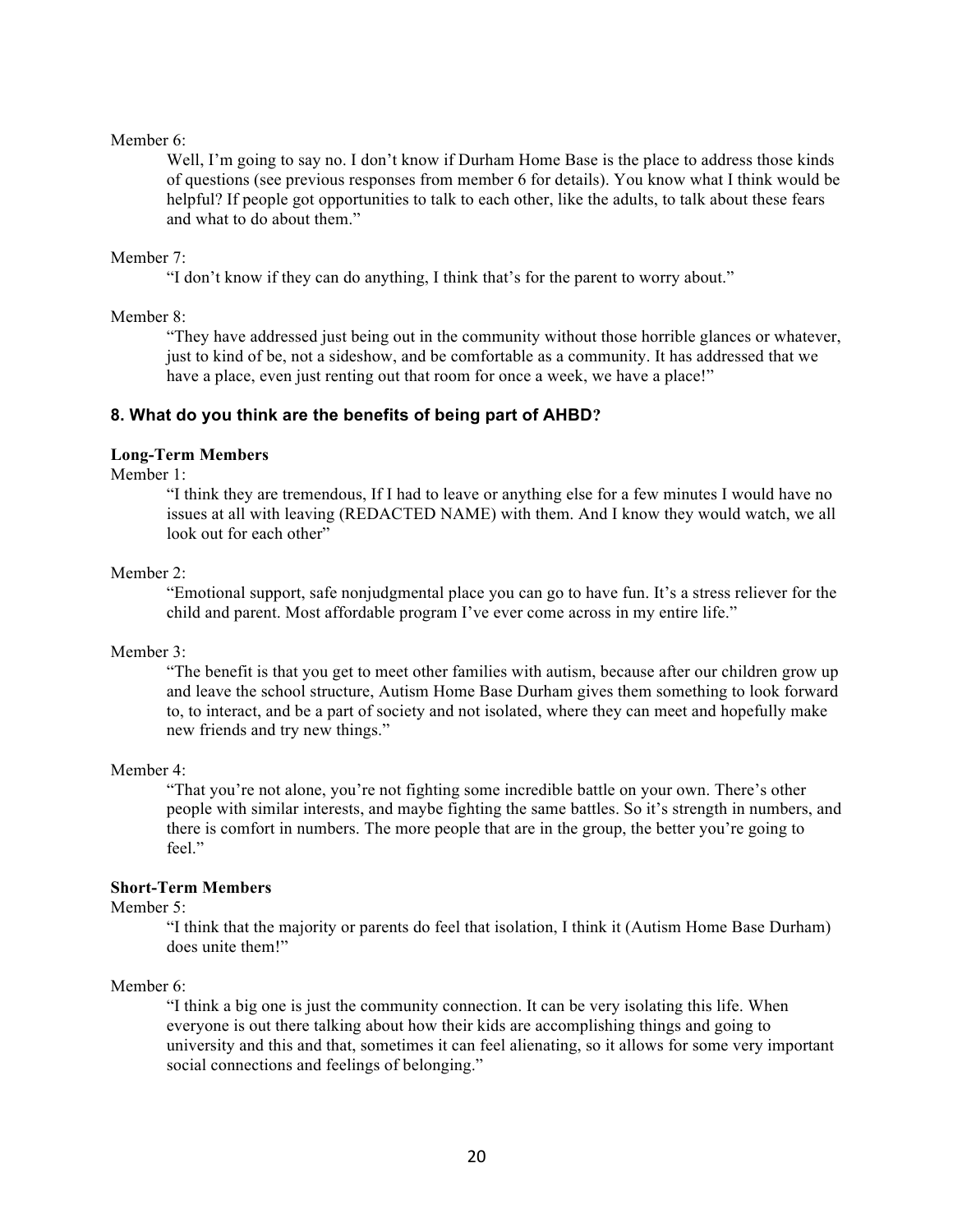Member 6:

Well, I'm going to say no. I don't know if Durham Home Base is the place to address those kinds of questions (see previous responses from member 6 for details). You know what I think would be helpful? If people got opportunities to talk to each other, like the adults, to talk about these fears and what to do about them."

Member 7:

"I don't know if they can do anything, I think that's for the parent to worry about."

Member 8:

"They have addressed just being out in the community without those horrible glances or whatever, just to kind of be, not a sideshow, and be comfortable as a community. It has addressed that we have a place, even just renting out that room for once a week, we have a place!"

### 8. What do you think are the benefits of being part of AHBD?

**Long-Term Members**

Member 1:

"I think they are tremendous, If I had to leave or anything else for a few minutes I would have no issues at all with leaving (REDACTED NAME) with them. And I know they would watch, we all look out for each other"

Member 2:

"Emotional support, safe nonjudgmental place you can go to have fun. It's a stress reliever for the child and parent. Most affordable program I've ever come across in my entire life."

Member 3:

"The benefit is that you get to meet other families with autism, because after our children grow up and leave the school structure, Autism Home Base Durham gives them something to look forward to, to interact, and be a part of society and not isolated, where they can meet and hopefully make new friends and try new things."

Member 4:

"That you're not alone, you're not fighting some incredible battle on your own. There's other people with similar interests, and maybe fighting the same battles. So it's strength in numbers, and there is comfort in numbers. The more people that are in the group, the better you're going to feel."

**Short-Term Members**

Member 5:

"I think that the majority or parents do feel that isolation, I think it (Autism Home Base Durham) does unite them!"

Member 6:

"I think a big one is just the community connection. It can be very isolating this life. When everyone is out there talking about how their kids are accomplishing things and going to university and this and that, sometimes it can feel alienating, so it allows for some very important social connections and feelings of belonging."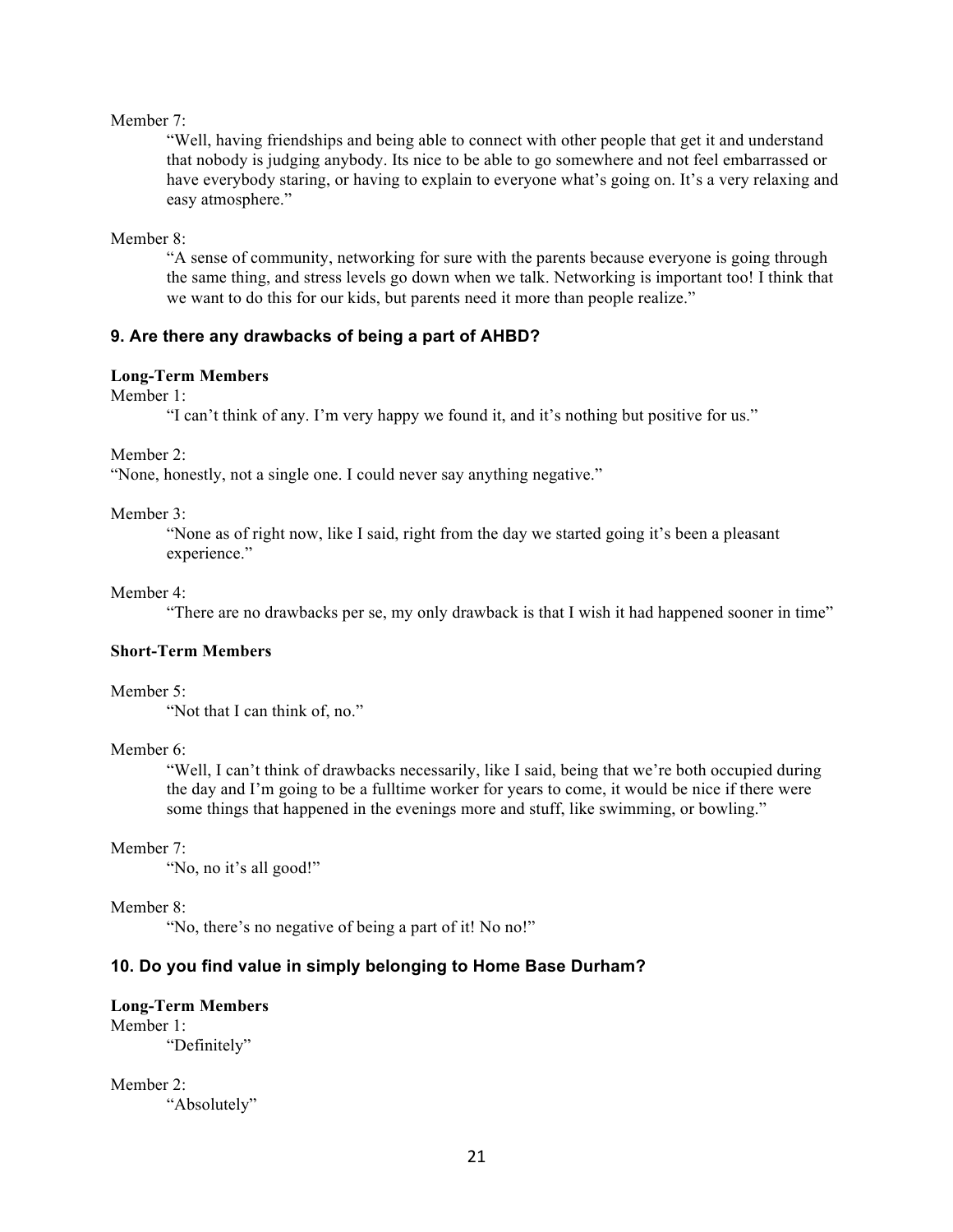Member 7:

"Well, having friendships and being able to connect with other people that get it and understand that nobody is judging anybody. Its nice to be able to go somewhere and not feel embarrassed or have everybody staring, or having to explain to everyone what's going on. It's a very relaxing and easy atmosphere."

Member 8:

"A sense of community, networking for sure with the parents because everyone is going through the same thing, and stress levels go down when we talk. Networking is important too! I think that we want to do this for our kids, but parents need it more than people realize."

### 9. Are there any drawbacks of being a part of AHBD?

**Long-Term Members**

Member 1:

"I can't think of any. I'm very happy we found it, and it's nothing but positive for us."

Member 2:

"None, honestly, not a single one. I could never say anything negative."

Member 3:

"None as of right now, like I said, right from the day we started going it's been a pleasant experience."

Member 4:

"There are no drawbacks per se, my only drawback is that I wish it had happened sooner in time"

**Short-Term Members**

Member 5:

"Not that I can think of, no."

Member 6:

"Well, I can't think of drawbacks necessarily, like I said, being that we're both occupied during the day and I'm going to be a fulltime worker for years to come, it would be nice if there were some things that happened in the evenings more and stuff, like swimming, or bowling."

Member 7:

"No, no it's all good!"

Member 8:

"No, there's no negative of being a part of it! No no!"

### 10. Do you find value in simply belonging to Home Base Durham?

**Long-Term Members**

Member 1:

"Definitely"

Member 2:

"Absolutely"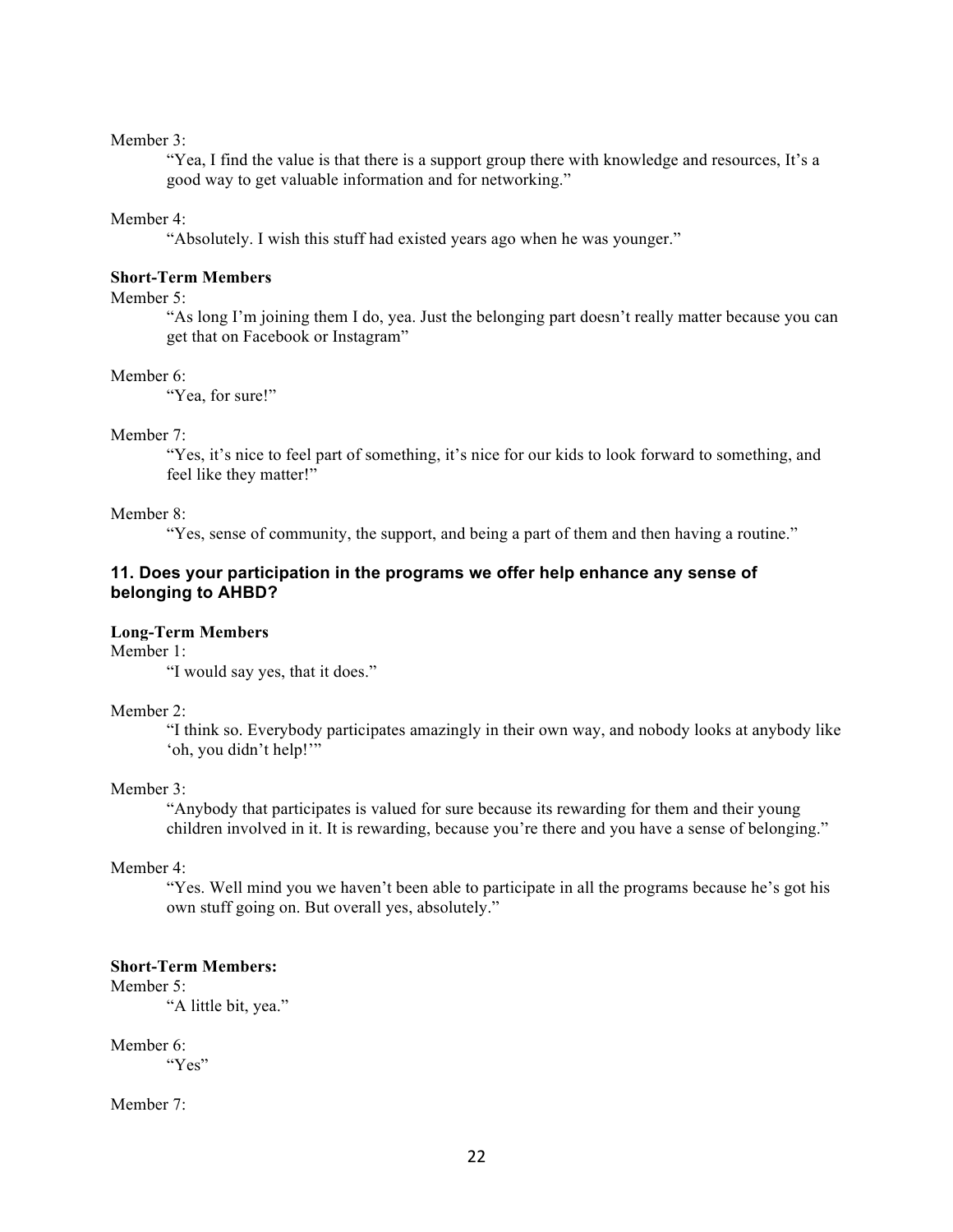Member 3:

"Yea, I find the value is that there is a support group there with knowledge and resources, It's a good way to get valuable information and for networking."

Member 4:

"Absolutely. I wish this stuff had existed years ago when he was younger."

**Short-Term Members**

Member 5:

"As long I'm joining them I do, yea. Just the belonging part doesn't really matter because you can get that on Facebook or Instagram"

Member 6:

"Yea, for sure!"

Member 7:

"Yes, it's nice to feel part of something, it's nice for our kids to look forward to something, and feel like they matter!"

Member 8:

"Yes, sense of community, the support, and being a part of them and then having a routine."

### 11. Does your participation in the programs we offer help enhance any sense of belonging to AHBD?

**Long-Term Members**

Member 1:

"I would say yes, that it does."

Member 2:

"I think so. Everybody participates amazingly in their own way, and nobody looks at anybody like 'oh, you didn't help!'"

Member 3:

"Anybody that participates is valued for sure because its rewarding for them and their young children involved in it. It is rewarding, because you're there and you have a sense of belonging."

Member 4:

"Yes. Well mind you we haven't been able to participate in all the programs because he's got his own stuff going on. But overall yes, absolutely."

**Short-Term Members:**

Member 5:

"A little bit, yea."

Member 6:

"Yes"

Member 7: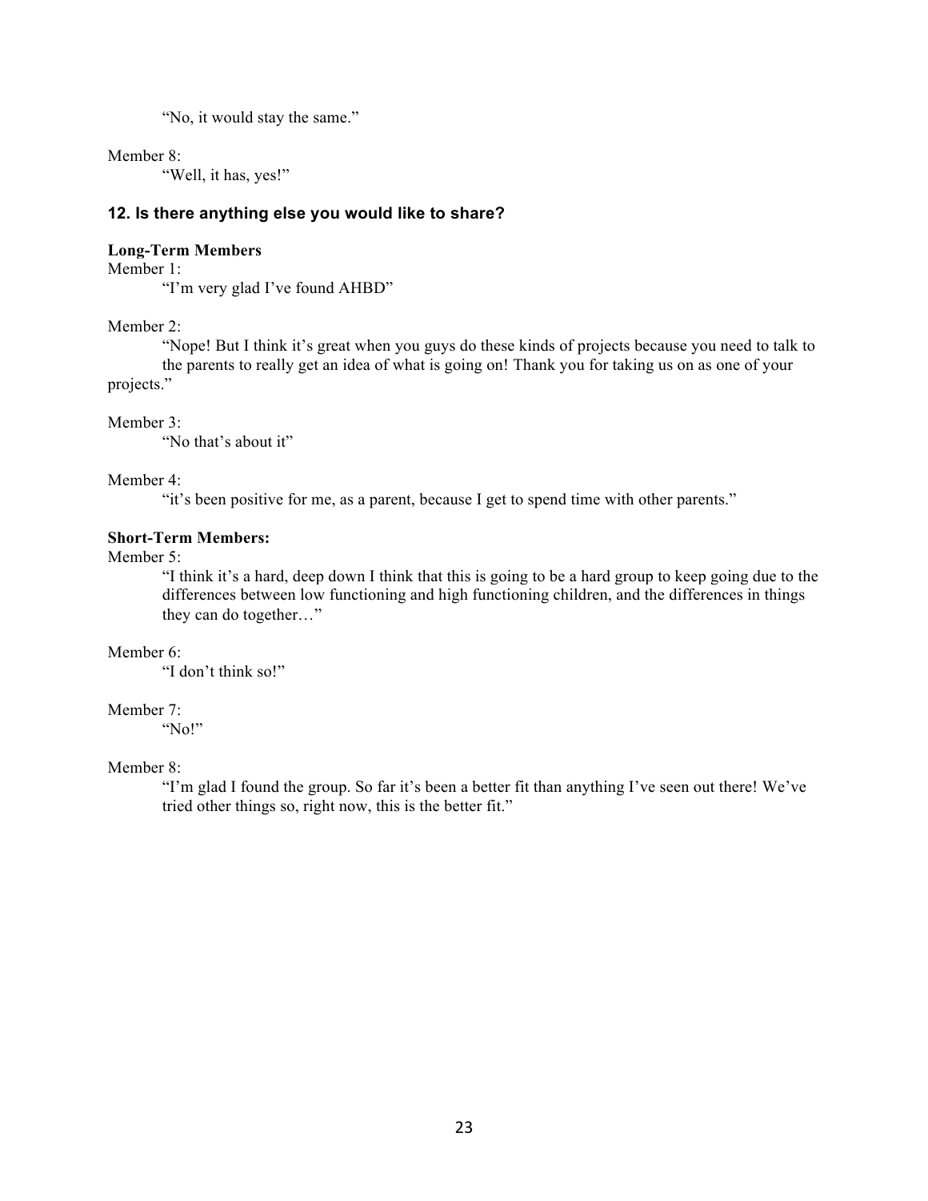"No, it would stay the same."

Member 8:

"Well, it has, yes!"

### 12. Is there anything else you would like to share?

**Long-Term Members**

Member 1:

"I'm very glad I've found AHBD"

Member 2:

"Nope! But I think it's great when you guys do these kinds of projects because you need to talk to the parents to really get an idea of what is going on! Thank you for taking us on as one of your projects."

Member 3:

"No that's about it"

Member 4:

"it's been positive for me, as a parent, because I get to spend time with other parents."

**Short-Term Members:**

Member 5:

"I think it's a hard, deep down I think that this is going to be a hard group to keep going due to the differences between low functioning and high functioning children, and the differences in things they can do together…"

Member 6:

"I don't think so!"

Member 7:

"No!"

Member 8:

"I'm glad I found the group. So far it's been a better fit than anything I've seen out there! We've tried other things so, right now, this is the better fit."